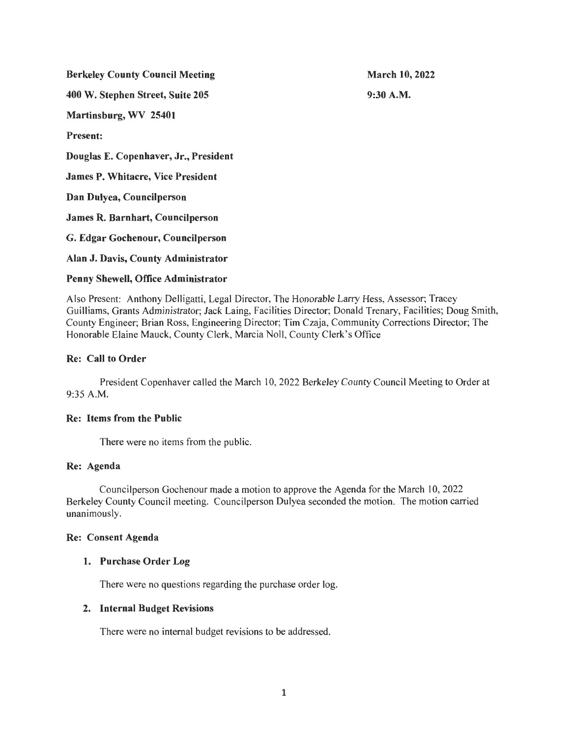**Berkeley County Council Meeting** **March 10, 2022**

**400 W. Stephen Street, Suite 205** **9:30 A.M.**

**Martinsburg, WV 25401**

**Present:**

**Douglas E. Copenhaver, Jr., President**

**James P. Whitacre, Vice President**

**Dan Dulyea, Councilperson**

**James R. Barnhart, Councilperson**

**G. Edgar Gochenour, Councilperson**

**Alan J. Davis, County Administrator**

**Penny Shewell, Office Administrator**

Also Present: Anthony Delligatti, Legal Director, The Honorable Larry Hess, Assessor; Tracey Guilliams, Grants Administrator; Jack Laing, Facilities Director; Donald Trenary, Facilities; Doug Smith, County Engineer; Brian Ross, Engineering Director; Tim Czaja, Community Corrections Director; The Honorable Elaine Mauck, County Clerk, Marcia Noll, County Clerk's Office

**Re: Call to Order**

President Copenhaver called the March 10, 2022 Berkeley County Council Meeting to Order at 9:35 A.M.

**Re: Items from the Public**

There were no items from the public.

**Re: Agenda**

Councilperson Gochenour made a motion to approve the Agenda for the March 10, 2022 Berkeley County Council meeting. Councilperson Dulyea seconded the motion. The motion carried unanimously.

**Re: Consent Agenda**

1. **Purchase Order Log**

   There were no questions regarding the purchase order log.

2. **Internal Budget Revisions**

   There were no internal budget revisions to be addressed.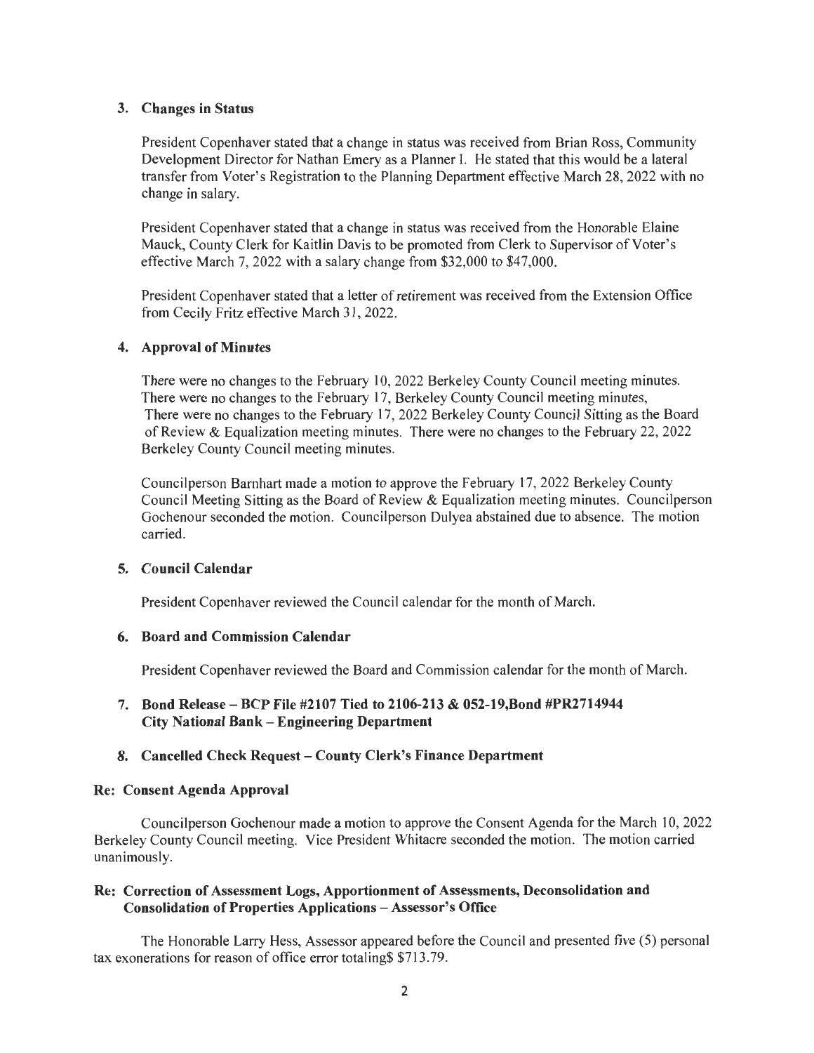### 3. Changes in Status

President Copenhaver stated that a change in status was received from Brian Ross, Community Development Director for Nathan Emery as a Planner I. He stated that this would be a lateral transfer from Voter's Registration to the Planning Department effective March 28, 2022 with no change in salary.

President Copenhaver stated that a change in status was received from the Honorable Elaine Mauck, County Clerk for Kaitlin Davis to be promoted from Clerk to Supervisor of Voter's effective March 7, 2022 with a salary change from $32,000 to $47,000.

President Copenhaver stated that a letter of retirement was received from the Extension Office from Cecily Fritz effective March 31, 2022.

### 4. Approval of Minutes

There were no changes to the February 10, 2022 Berkeley County Council meeting minutes. There were no changes to the February 17, Berkeley County Council meeting minutes, There were no changes to the February 17, 2022 Berkeley County Council Sitting as the Board of Review & Equalization meeting minutes. There were no changes to the February 22, 2022 Berkeley County Council meeting minutes.

Councilperson Barnhart made a motion to approve the February 17, 2022 Berkeley County Council Meeting Sitting as the Board of Review & Equalization meeting minutes. Councilperson Gochenour seconded the motion. Councilperson Dulyea abstained due to absence. The motion carried.

### 5. Council Calendar

President Copenhaver reviewed the Council calendar for the month of March.

### 6. Board and Commission Calendar

President Copenhaver reviewed the Board and Commission calendar for the month of March.

### 7. Bond Release – BCP File #2107 Tied to 2106-213 & 052-19,Bond #PR2714944 City National Bank – Engineering Department

### 8. Cancelled Check Request – County Clerk's Finance Department

## Re: Consent Agenda Approval

Councilperson Gochenour made a motion to approve the Consent Agenda for the March 10, 2022 Berkeley County Council meeting. Vice President Whitacre seconded the motion. The motion carried unanimously.

## Re: Correction of Assessment Logs, Apportionment of Assessments, Deconsolidation and Consolidation of Properties Applications – Assessor's Office

The Honorable Larry Hess, Assessor appeared before the Council and presented five (5) personal tax exonerations for reason of office error totaling$ $713.79.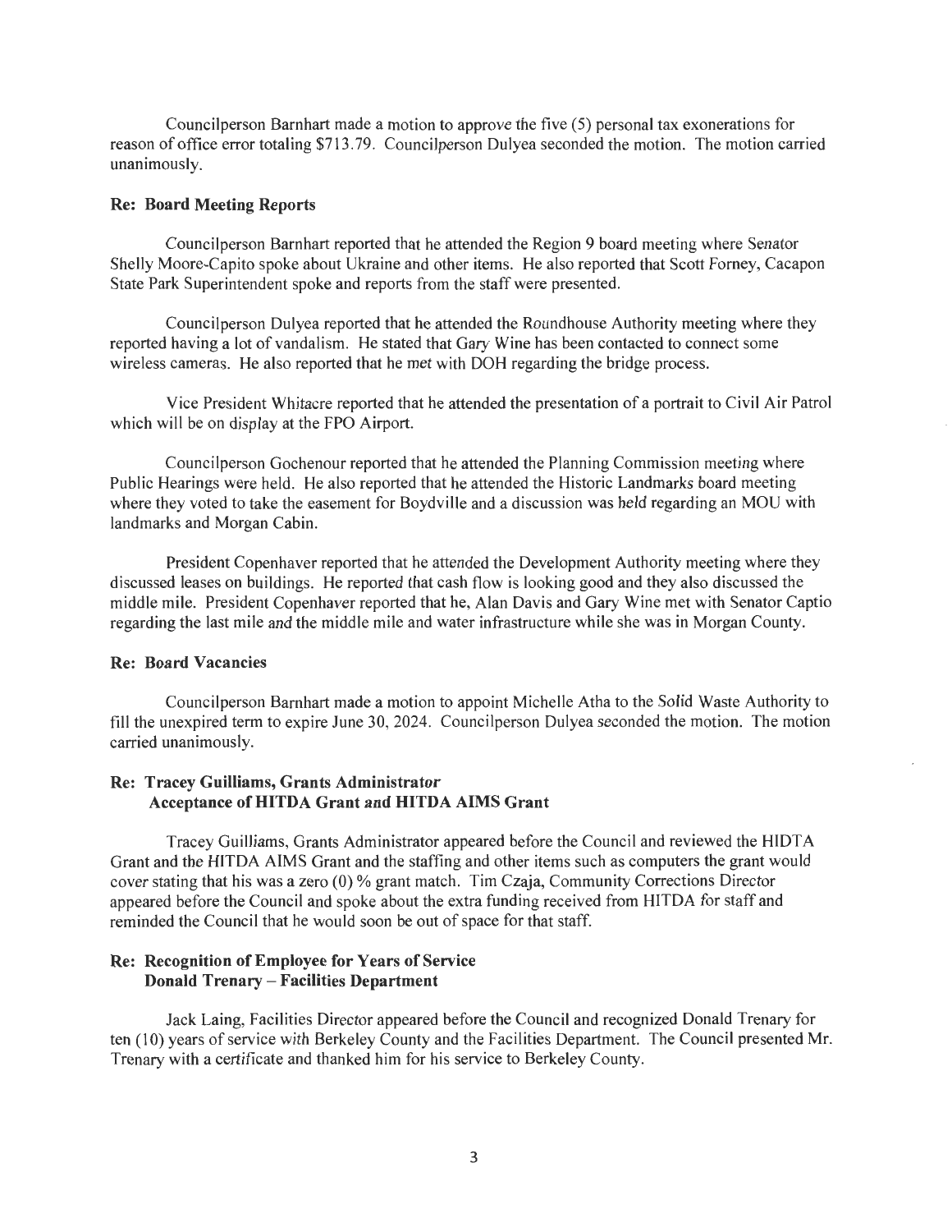Councilperson Barnhart made a motion to approve the five (5) personal tax exonerations for reason of office error totaling $713.79. Councilperson Dulyea seconded the motion. The motion carried unanimously.

**Re: Board Meeting Reports**

Councilperson Barnhart reported that he attended the Region 9 board meeting where Senator Shelly Moore-Capito spoke about Ukraine and other items. He also reported that Scott Forney, Cacapon State Park Superintendent spoke and reports from the staff were presented.

Councilperson Dulyea reported that he attended the Roundhouse Authority meeting where they reported having a lot of vandalism. He stated that Gary Wine has been contacted to connect some wireless cameras. He also reported that he met with DOH regarding the bridge process.

Vice President Whitacre reported that he attended the presentation of a portrait to Civil Air Patrol which will be on display at the FPO Airport.

Councilperson Gochenour reported that he attended the Planning Commission meeting where Public Hearings were held. He also reported that he attended the Historic Landmarks board meeting where they voted to take the easement for Boydville and a discussion was held regarding an MOU with landmarks and Morgan Cabin.

President Copenhaver reported that he attended the Development Authority meeting where they discussed leases on buildings. He reported that cash flow is looking good and they also discussed the middle mile. President Copenhaver reported that he, Alan Davis and Gary Wine met with Senator Captio regarding the last mile and the middle mile and water infrastructure while she was in Morgan County.

**Re: Board Vacancies**

Councilperson Barnhart made a motion to appoint Michelle Atha to the Solid Waste Authority to fill the unexpired term to expire June 30, 2024. Councilperson Dulyea seconded the motion. The motion carried unanimously.

**Re: Tracey Guilliams, Grants Administrator**
**Acceptance of HITDA Grant and HITDA AIMS Grant**

Tracey Guilliams, Grants Administrator appeared before the Council and reviewed the HIDTA Grant and the HITDA AIMS Grant and the staffing and other items such as computers the grant would cover stating that his was a zero (0) % grant match. Tim Czaja, Community Corrections Director appeared before the Council and spoke about the extra funding received from HITDA for staff and reminded the Council that he would soon be out of space for that staff.

**Re: Recognition of Employee for Years of Service**
**Donald Trenary – Facilities Department**

Jack Laing, Facilities Director appeared before the Council and recognized Donald Trenary for ten (10) years of service with Berkeley County and the Facilities Department. The Council presented Mr. Trenary with a certificate and thanked him for his service to Berkeley County.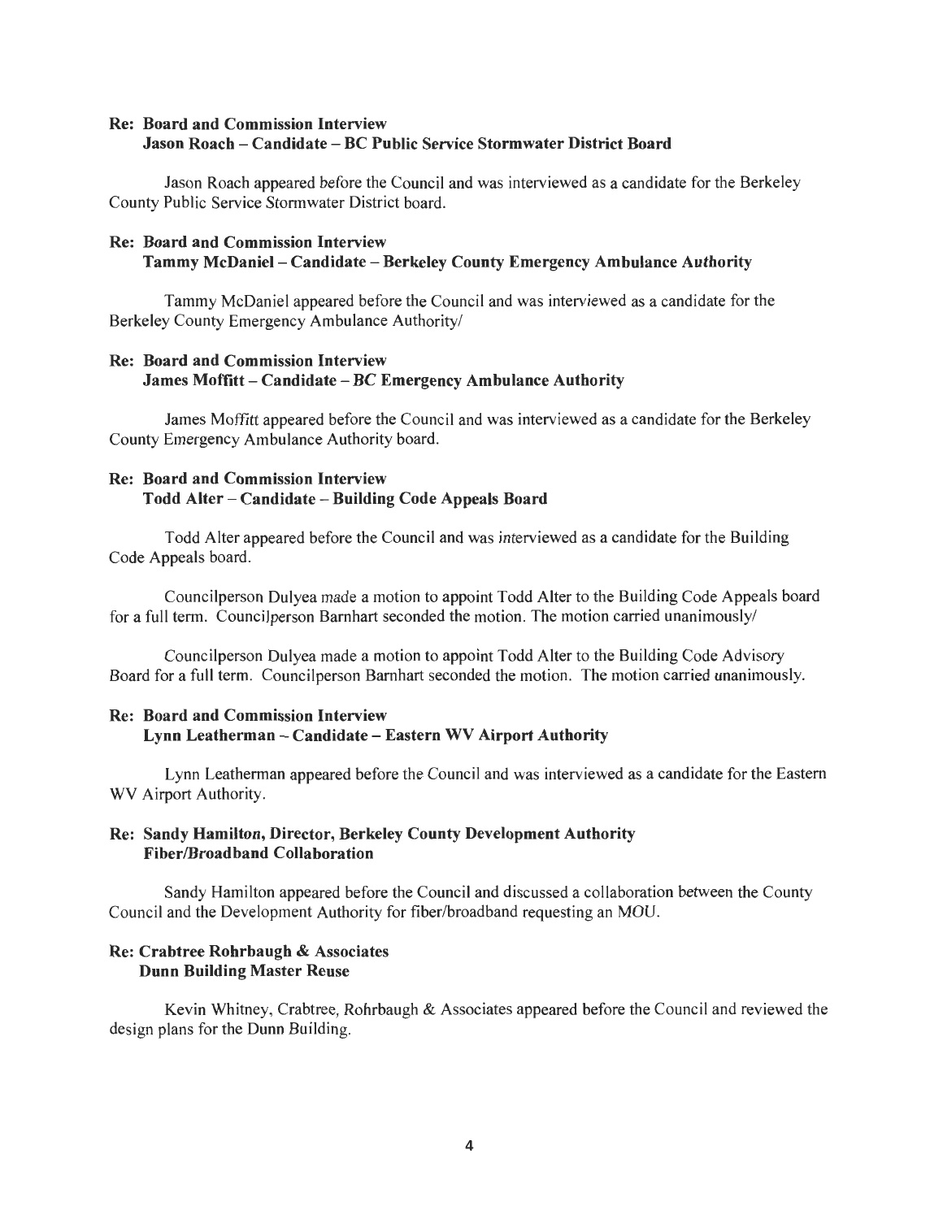**Re: Board and Commission Interview**
**Jason Roach – Candidate – BC Public Service Stormwater District Board**

Jason Roach appeared before the Council and was interviewed as a candidate for the Berkeley County Public Service Stormwater District board.

**Re: Board and Commission Interview**
**Tammy McDaniel – Candidate – Berkeley County Emergency Ambulance Authority**

Tammy McDaniel appeared before the Council and was interviewed as a candidate for the Berkeley County Emergency Ambulance Authority/

**Re: Board and Commission Interview**
**James Moffitt – Candidate – BC Emergency Ambulance Authority**

James Moffitt appeared before the Council and was interviewed as a candidate for the Berkeley County Emergency Ambulance Authority board.

**Re: Board and Commission Interview**
**Todd Alter – Candidate – Building Code Appeals Board**

Todd Alter appeared before the Council and was interviewed as a candidate for the Building Code Appeals board.

Councilperson Dulyea made a motion to appoint Todd Alter to the Building Code Appeals board for a full term. Councilperson Barnhart seconded the motion. The motion carried unanimously/

Councilperson Dulyea made a motion to appoint Todd Alter to the Building Code Advisory Board for a full term. Councilperson Barnhart seconded the motion. The motion carried unanimously.

**Re: Board and Commission Interview**
**Lynn Leatherman – Candidate – Eastern WV Airport Authority**

Lynn Leatherman appeared before the Council and was interviewed as a candidate for the Eastern WV Airport Authority.

**Re: Sandy Hamilton, Director, Berkeley County Development Authority**
**Fiber/Broadband Collaboration**

Sandy Hamilton appeared before the Council and discussed a collaboration between the County Council and the Development Authority for fiber/broadband requesting an MOU.

**Re: Crabtree Rohrbaugh & Associates**
**Dunn Building Master Reuse**

Kevin Whitney, Crabtree, Rohrbaugh & Associates appeared before the Council and reviewed the design plans for the Dunn Building.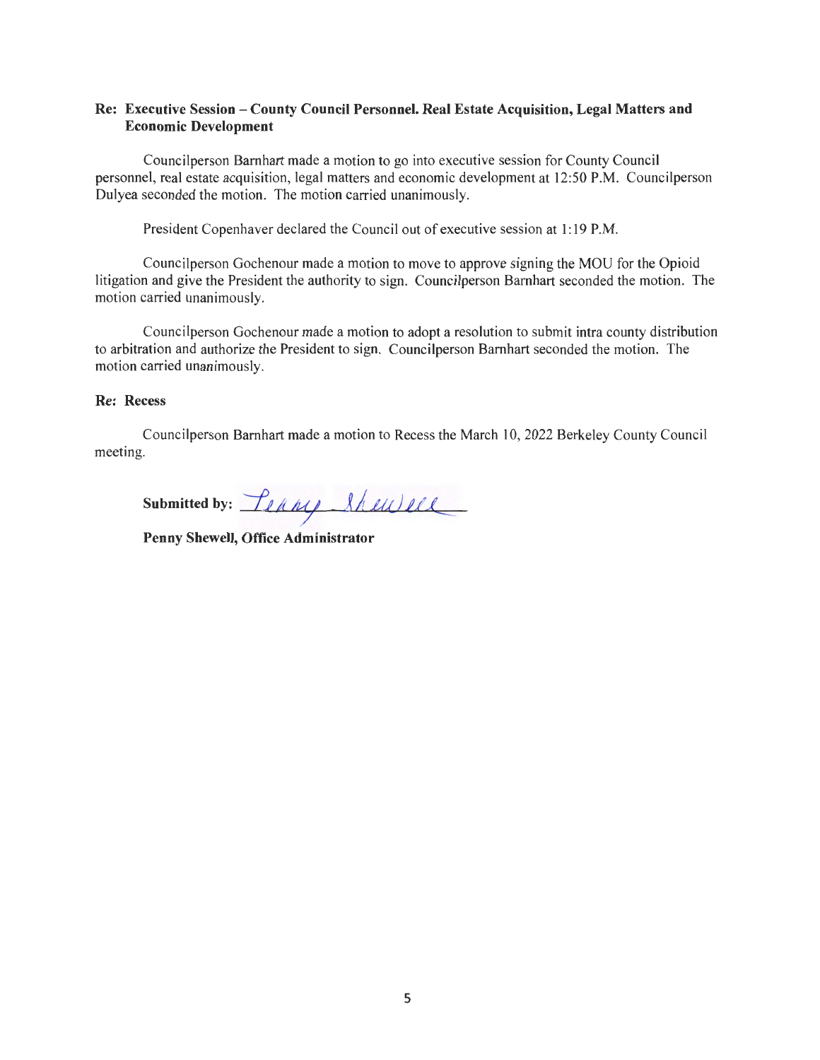**Re: Executive Session – County Council Personnel. Real Estate Acquisition, Legal Matters and Economic Development**

Councilperson Barnhart made a motion to go into executive session for County Council personnel, real estate acquisition, legal matters and economic development at 12:50 P.M. Councilperson Dulyea seconded the motion. The motion carried unanimously.

President Copenhaver declared the Council out of executive session at 1:19 P.M.

Councilperson Gochenour made a motion to move to approve signing the MOU for the Opioid litigation and give the President the authority to sign. Councilperson Barnhart seconded the motion. The motion carried unanimously.

Councilperson Gochenour made a motion to adopt a resolution to submit intra county distribution to arbitration and authorize the President to sign. Councilperson Barnhart seconded the motion. The motion carried unanimously.

**Re: Recess**

Councilperson Barnhart made a motion to Recess the March 10, 2022 Berkeley County Council meeting.

**Submitted by:** Penny Shewell

**Penny Shewell, Office Administrator**